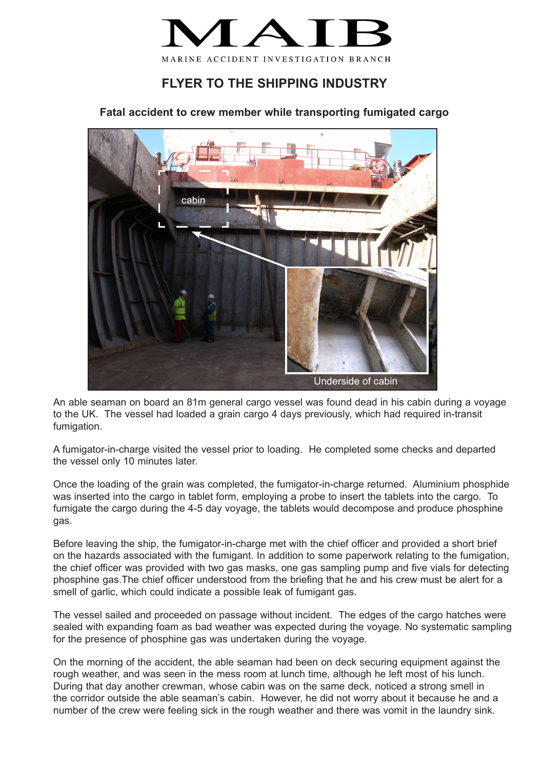# MAIB

MARINE ACCIDENT INVESTIGATION BRANCH

## FLYER TO THE SHIPPING INDUSTRY

### Fatal accident to crew member while transporting fumigated cargo

cabin

Underside of cabin

An able seaman on board an 81m general cargo vessel was found dead in his cabin during a voyage to the UK. The vessel had loaded a grain cargo 4 days previously, which had required in-transit fumigation.

A fumigator-in-charge visited the vessel prior to loading. He completed some checks and departed the vessel only 10 minutes later.

Once the loading of the grain was completed, the fumigator-in-charge returned. Aluminium phosphide was inserted into the cargo in tablet form, employing a probe to insert the tablets into the cargo. To fumigate the cargo during the 4-5 day voyage, the tablets would decompose and produce phosphine gas.

Before leaving the ship, the fumigator-in-charge met with the chief officer and provided a short brief on the hazards associated with the fumigant. In addition to some paperwork relating to the fumigation, the chief officer was provided with two gas masks, one gas sampling pump and five vials for detecting phosphine gas.The chief officer understood from the briefing that he and his crew must be alert for a smell of garlic, which could indicate a possible leak of fumigant gas.

The vessel sailed and proceeded on passage without incident. The edges of the cargo hatches were sealed with expanding foam as bad weather was expected during the voyage. No systematic sampling for the presence of phosphine gas was undertaken during the voyage.

On the morning of the accident, the able seaman had been on deck securing equipment against the rough weather, and was seen in the mess room at lunch time, although he left most of his lunch. During that day another crewman, whose cabin was on the same deck, noticed a strong smell in the corridor outside the able seaman's cabin. However, he did not worry about it because he and a number of the crew were feeling sick in the rough weather and there was vomit in the laundry sink.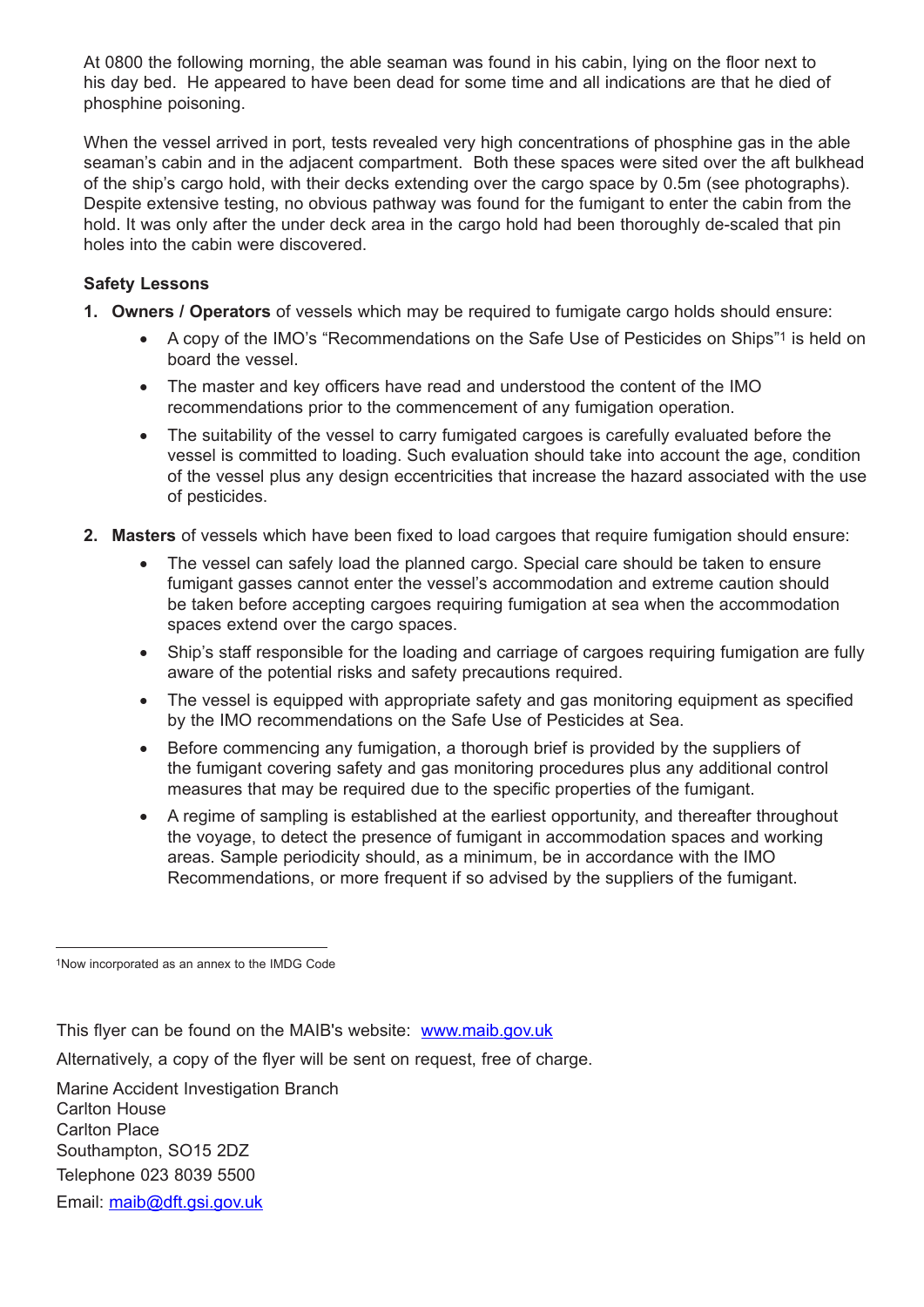At 0800 the following morning, the able seaman was found in his cabin, lying on the floor next to his day bed. He appeared to have been dead for some time and all indications are that he died of phosphine poisoning.

When the vessel arrived in port, tests revealed very high concentrations of phosphine gas in the able seaman's cabin and in the adjacent compartment. Both these spaces were sited over the aft bulkhead of the ship's cargo hold, with their decks extending over the cargo space by 0.5m (see photographs). Despite extensive testing, no obvious pathway was found for the fumigant to enter the cabin from the hold. It was only after the under deck area in the cargo hold had been thoroughly de-scaled that pin holes into the cabin were discovered.

**Safety Lessons**

1. **Owners / Operators** of vessels which may be required to fumigate cargo holds should ensure:
   - A copy of the IMO's "Recommendations on the Safe Use of Pesticides on Ships"[1] is held on board the vessel.
   - The master and key officers have read and understood the content of the IMO recommendations prior to the commencement of any fumigation operation.
   - The suitability of the vessel to carry fumigated cargoes is carefully evaluated before the vessel is committed to loading. Such evaluation should take into account the age, condition of the vessel plus any design eccentricities that increase the hazard associated with the use of pesticides.

2. **Masters** of vessels which have been fixed to load cargoes that require fumigation should ensure:
   - The vessel can safely load the planned cargo. Special care should be taken to ensure fumigant gasses cannot enter the vessel's accommodation and extreme caution should be taken before accepting cargoes requiring fumigation at sea when the accommodation spaces extend over the cargo spaces.
   - Ship's staff responsible for the loading and carriage of cargoes requiring fumigation are fully aware of the potential risks and safety precautions required.
   - The vessel is equipped with appropriate safety and gas monitoring equipment as specified by the IMO recommendations on the Safe Use of Pesticides at Sea.
   - Before commencing any fumigation, a thorough brief is provided by the suppliers of the fumigant covering safety and gas monitoring procedures plus any additional control measures that may be required due to the specific properties of the fumigant.
   - A regime of sampling is established at the earliest opportunity, and thereafter throughout the voyage, to detect the presence of fumigant in accommodation spaces and working areas. Sample periodicity should, as a minimum, be in accordance with the IMO Recommendations, or more frequent if so advised by the suppliers of the fumigant.

[1]Now incorporated as an annex to the IMDG Code

This flyer can be found on the MAIB's website: www.maib.gov.uk

Alternatively, a copy of the flyer will be sent on request, free of charge.

Marine Accident Investigation Branch
Carlton House
Carlton Place
Southampton, SO15 2DZ
Telephone 023 8039 5500
Email: maib@dft.gsi.gov.uk